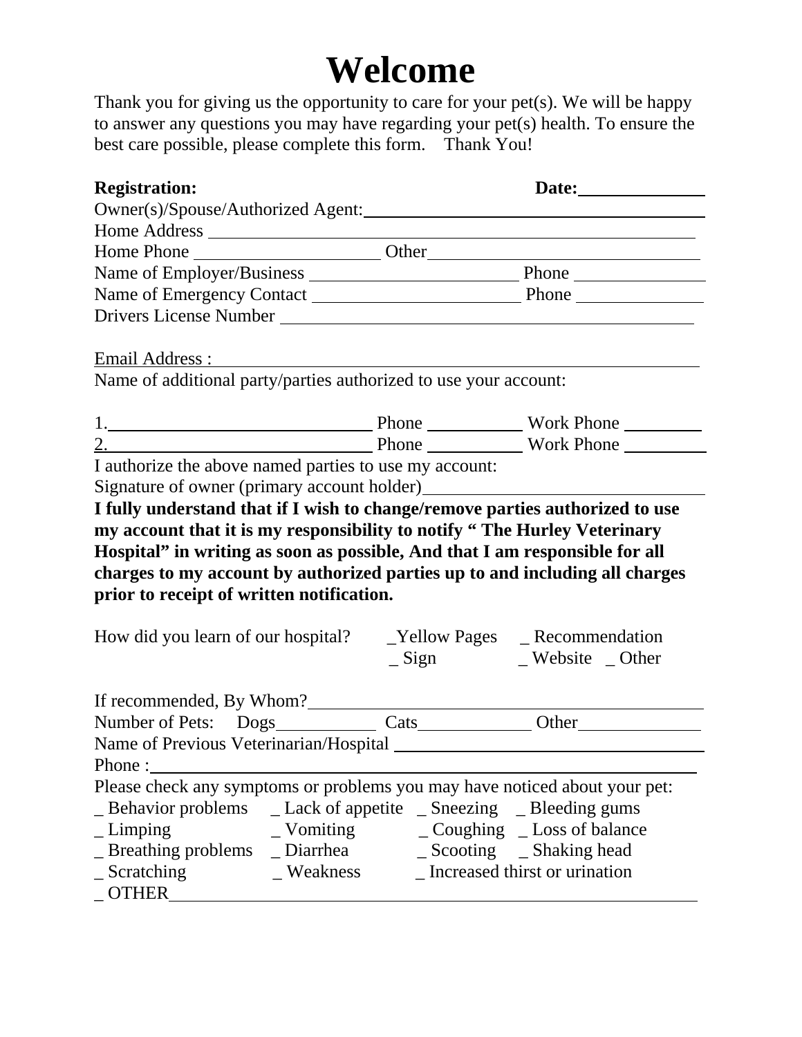# Welcome

Thank you for giving us the opportunity to care for your pet(s). We will be happy to answer any questions you may have regarding your pet(s) health. To ensure the best care possible, please complete this form. Thank You!

**Registration:** **Date:**______________

Owner(s)/Spouse/Authorized Agent:________________________________________

Home Address ________________________________________________________

Home Phone ____________________ Other ______________________________

Name of Employer/Business _______________________ Phone _______________

Name of Emergency Contact _______________________ Phone ______________

Drivers License Number ____________________________________________

Email Address : ______________________________________________________

Name of additional party/parties authorized to use your account:

1.______________________________ Phone ___________ Work Phone _________

2.______________________________ Phone ___________ Work Phone _________

I authorize the above named parties to use my account:

Signature of owner (primary account holder)______________________________

**I fully understand that if I wish to change/remove parties authorized to use my account that it is my responsibility to notify " The Hurley Veterinary Hospital" in writing as soon as possible, And that I am responsible for all charges to my account by authorized parties up to and including all charges prior to receipt of written notification.**

How did you learn of our hospital? _Yellow Pages _ Recommendation _ Sign _ Website _ Other

If recommended, By Whom?__________________________________________

Number of Pets: Dogs___________ Cats_____________ Other_____________

Name of Previous Veterinarian/Hospital ___________________________________

Phone :______________________________________________________________

Please check any symptoms or problems you may have noticed about your pet:

_ Behavior problems _ Lack of appetite _ Sneezing _ Bleeding gums
_ Limping _ Vomiting _ Coughing _ Loss of balance
_ Breathing problems _ Diarrhea _ Scooting _ Shaking head
_ Scratching _ Weakness _ Increased thirst or urination
_ OTHER_____________________________________________________________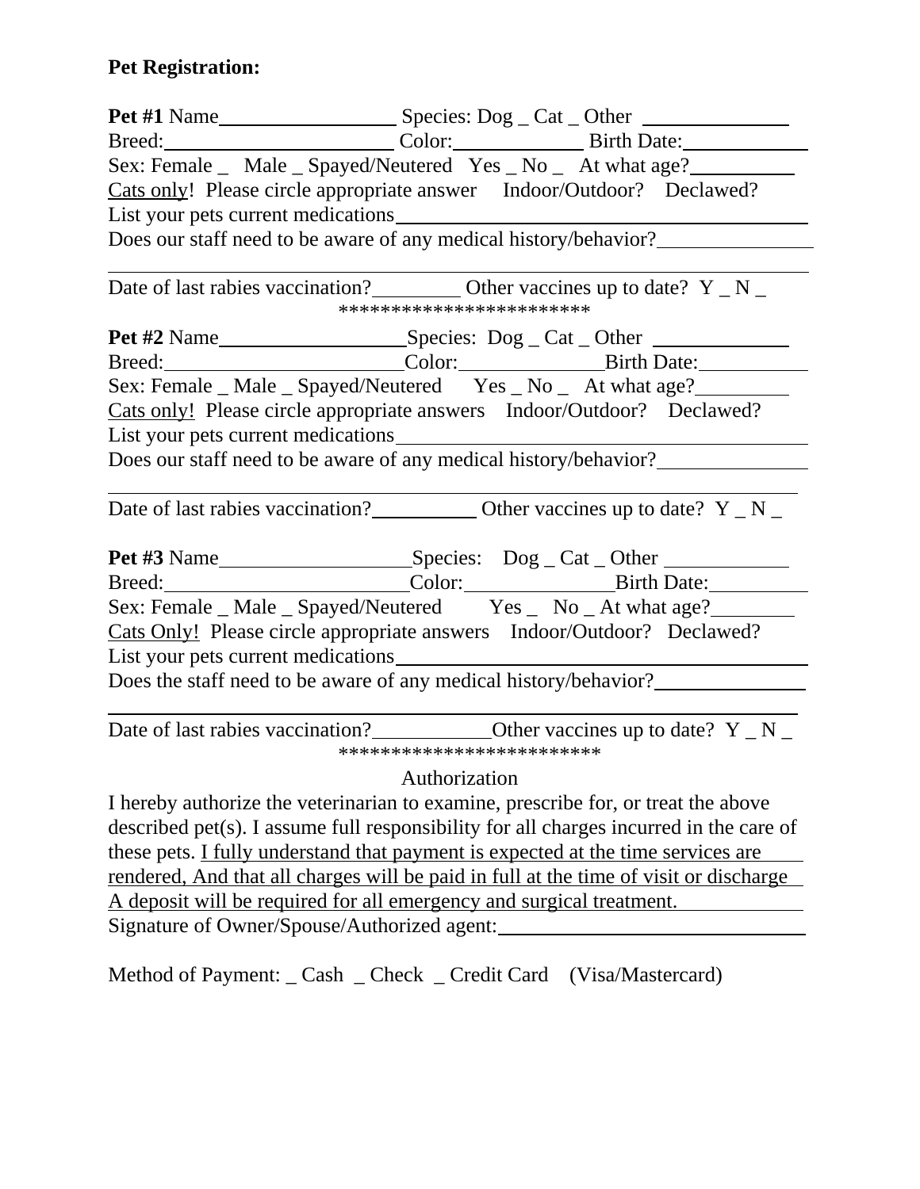**Pet Registration:**

**Pet #1** Name__________________ Species: Dog _ Cat _ Other _______________
Breed:_______________________ Color:_____________ Birth Date:_____________
Sex: Female _ Male _ Spayed/Neutered Yes _ No _ At what age?___________
Cats only! Please circle appropriate answer Indoor/Outdoor? Declawed?
List your pets current medications_________________________________________
Does our staff need to be aware of any medical history/behavior?________________
____________________________________________________________________
Date of last rabies vaccination?_________ Other vaccines up to date? Y _ N _

\*\*\*\*\*\*\*\*\*\*\*\*\*\*\*\*\*\*\*\*\*\*\*\*

**Pet #2** Name___________________Species: Dog _ Cat _ Other ______________
Breed:________________________Color:_______________Birth Date:____________
Sex: Female _ Male _ Spayed/Neutered Yes _ No _ At what age?__________
Cats only! Please circle appropriate answers Indoor/Outdoor? Declawed?
List your pets current medications_________________________________________
Does our staff need to be aware of any medical history/behavior?________________
____________________________________________________________________
Date of last rabies vaccination?___________ Other vaccines up to date? Y _ N _

**Pet #3** Name____________________Species: Dog _ Cat _ Other _____________
Breed:________________________Color:_______________Birth Date:___________
Sex: Female _ Male _ Spayed/Neutered Yes _ No _ At what age?_________
Cats Only! Please circle appropriate answers Indoor/Outdoor? Declawed?
List your pets current medications_________________________________________
Does the staff need to be aware of any medical history/behavior?________________
____________________________________________________________________
Date of last rabies vaccination?____________Other vaccines up to date? Y _ N _

\*\*\*\*\*\*\*\*\*\*\*\*\*\*\*\*\*\*\*\*\*\*\*\*\*

Authorization

I hereby authorize the veterinarian to examine, prescribe for, or treat the above described pet(s). I assume full responsibility for all charges incurred in the care of these pets. I fully understand that payment is expected at the time services are rendered, And that all charges will be paid in full at the time of visit or discharge A deposit will be required for all emergency and surgical treatment.

Signature of Owner/Spouse/Authorized agent:_______________________________

Method of Payment: _ Cash _ Check _ Credit Card (Visa/Mastercard)